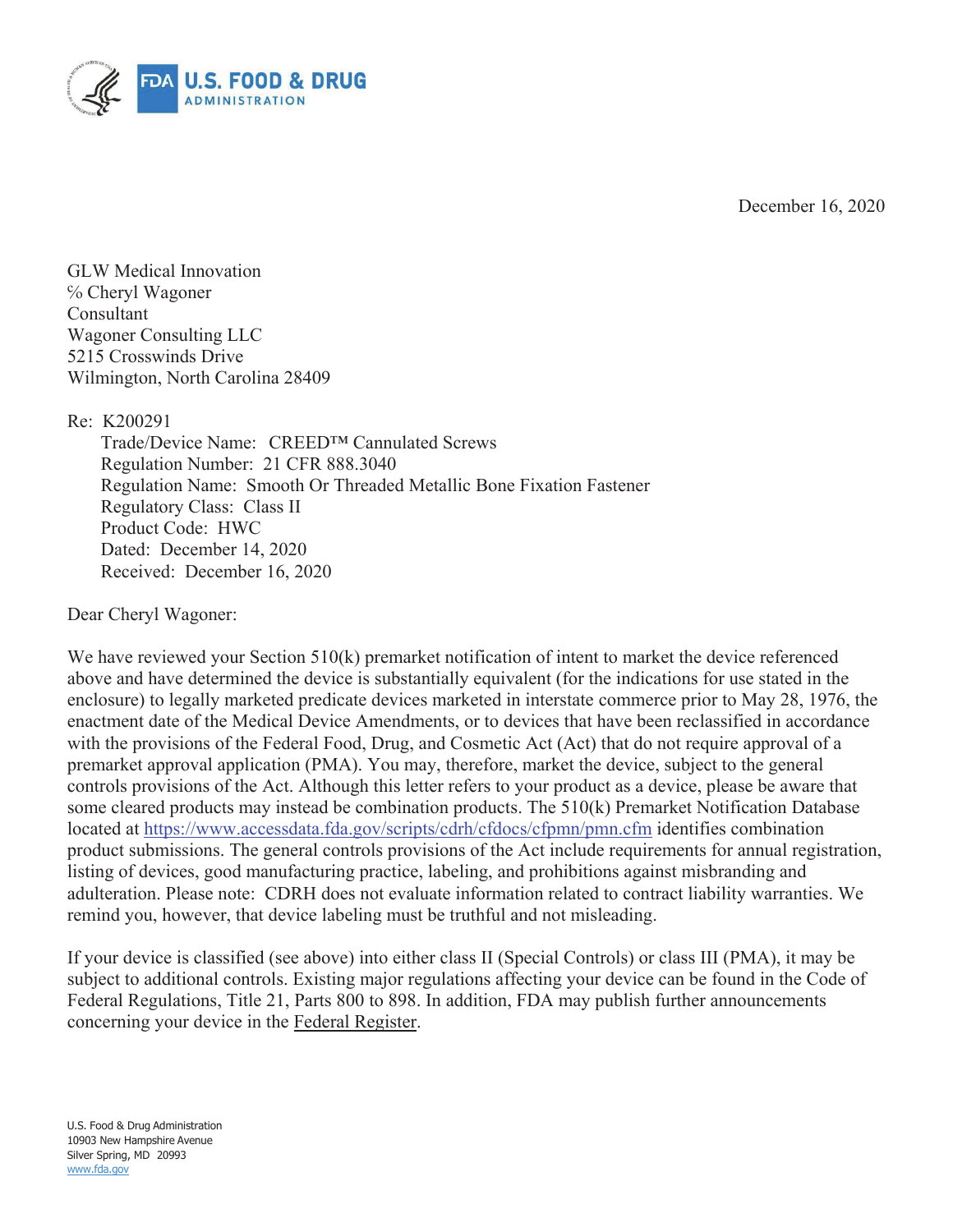December 16, 2020

GLW Medical Innovation  
℅ Cheryl Wagoner  
Consultant  
Wagoner Consulting LLC  
5215 Crosswinds Drive  
Wilmington, North Carolina 28409

Re: K200291  
Trade/Device Name: CREED™ Cannulated Screws  
Regulation Number: 21 CFR 888.3040  
Regulation Name: Smooth Or Threaded Metallic Bone Fixation Fastener  
Regulatory Class: Class II  
Product Code: HWC  
Dated: December 14, 2020  
Received: December 16, 2020

Dear Cheryl Wagoner:

We have reviewed your Section 510(k) premarket notification of intent to market the device referenced above and have determined the device is substantially equivalent (for the indications for use stated in the enclosure) to legally marketed predicate devices marketed in interstate commerce prior to May 28, 1976, the enactment date of the Medical Device Amendments, or to devices that have been reclassified in accordance with the provisions of the Federal Food, Drug, and Cosmetic Act (Act) that do not require approval of a premarket approval application (PMA). You may, therefore, market the device, subject to the general controls provisions of the Act. Although this letter refers to your product as a device, please be aware that some cleared products may instead be combination products. The 510(k) Premarket Notification Database located at https://www.accessdata.fda.gov/scripts/cdrh/cfdocs/cfpmn/pmn.cfm identifies combination product submissions. The general controls provisions of the Act include requirements for annual registration, listing of devices, good manufacturing practice, labeling, and prohibitions against misbranding and adulteration. Please note: CDRH does not evaluate information related to contract liability warranties. We remind you, however, that device labeling must be truthful and not misleading.

If your device is classified (see above) into either class II (Special Controls) or class III (PMA), it may be subject to additional controls. Existing major regulations affecting your device can be found in the Code of Federal Regulations, Title 21, Parts 800 to 898. In addition, FDA may publish further announcements concerning your device in the Federal Register.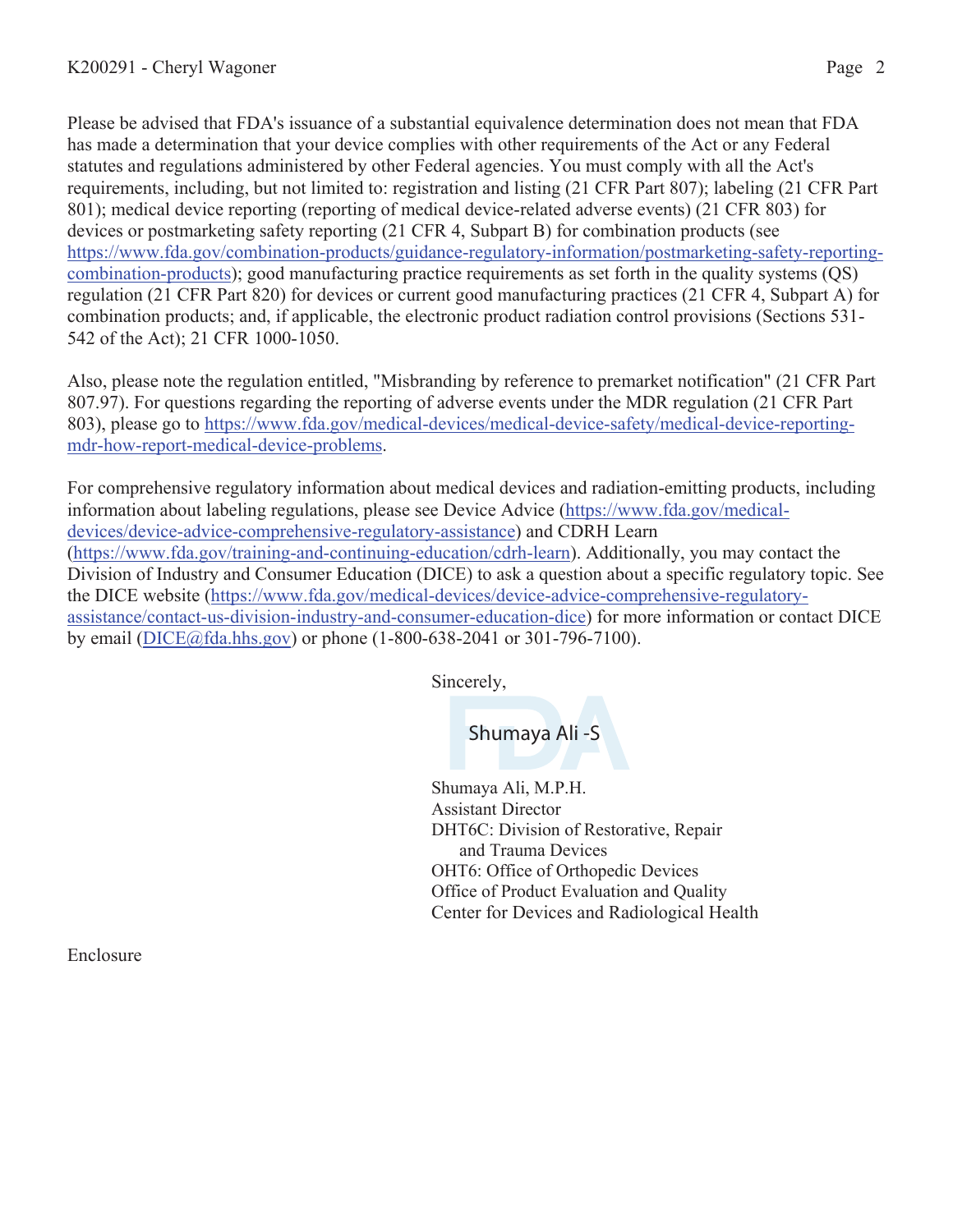Please be advised that FDA's issuance of a substantial equivalence determination does not mean that FDA has made a determination that your device complies with other requirements of the Act or any Federal statutes and regulations administered by other Federal agencies. You must comply with all the Act's requirements, including, but not limited to: registration and listing (21 CFR Part 807); labeling (21 CFR Part 801); medical device reporting (reporting of medical device-related adverse events) (21 CFR 803) for devices or postmarketing safety reporting (21 CFR 4, Subpart B) for combination products (see https://www.fda.gov/combination-products/guidance-regulatory-information/postmarketing-safety-reporting-combination-products); good manufacturing practice requirements as set forth in the quality systems (QS) regulation (21 CFR Part 820) for devices or current good manufacturing practices (21 CFR 4, Subpart A) for combination products; and, if applicable, the electronic product radiation control provisions (Sections 531-542 of the Act); 21 CFR 1000-1050.

Also, please note the regulation entitled, "Misbranding by reference to premarket notification" (21 CFR Part 807.97). For questions regarding the reporting of adverse events under the MDR regulation (21 CFR Part 803), please go to https://www.fda.gov/medical-devices/medical-device-safety/medical-device-reporting-mdr-how-report-medical-device-problems.

For comprehensive regulatory information about medical devices and radiation-emitting products, including information about labeling regulations, please see Device Advice (https://www.fda.gov/medical-devices/device-advice-comprehensive-regulatory-assistance) and CDRH Learn (https://www.fda.gov/training-and-continuing-education/cdrh-learn). Additionally, you may contact the Division of Industry and Consumer Education (DICE) to ask a question about a specific regulatory topic. See the DICE website (https://www.fda.gov/medical-devices/device-advice-comprehensive-regulatory-assistance/contact-us-division-industry-and-consumer-education-dice) for more information or contact DICE by email (DICE@fda.hhs.gov) or phone (1-800-638-2041 or 301-796-7100).

Sincerely,

Shumaya Ali -S

Shumaya Ali, M.P.H.
Assistant Director
DHT6C: Division of Restorative, Repair and Trauma Devices
OHT6: Office of Orthopedic Devices
Office of Product Evaluation and Quality
Center for Devices and Radiological Health

Enclosure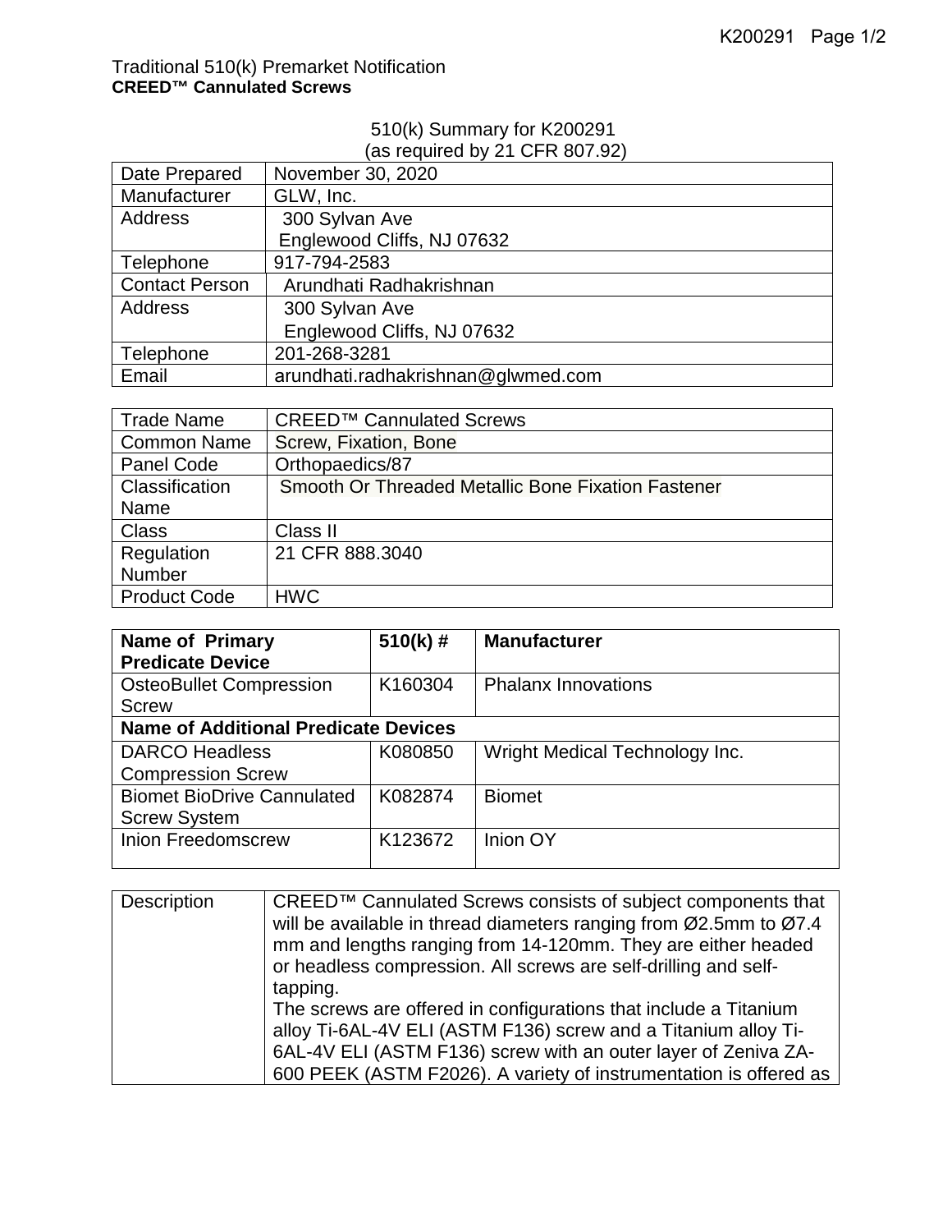Traditional 510(k) Premarket Notification
**CREED™ Cannulated Screws**

510(k) Summary for K200291
(as required by 21 CFR 807.92)

| Date Prepared | November 30, 2020 |
|---|---|
| Manufacturer | GLW, Inc. |
| Address | 300 Sylvan Ave<br>Englewood Cliffs, NJ 07632 |
| Telephone | 917-794-2583 |
| Contact Person | Arundhati Radhakrishnan |
| Address | 300 Sylvan Ave<br>Englewood Cliffs, NJ 07632 |
| Telephone | 201-268-3281 |
| Email | arundhati.radhakrishnan@glwmed.com |

| Trade Name | CREED™ Cannulated Screws |
|---|---|
| Common Name | Screw, Fixation, Bone |
| Panel Code | Orthopaedics/87 |
| Classification Name | Smooth Or Threaded Metallic Bone Fixation Fastener |
| Class | Class II |
| Regulation Number | 21 CFR 888.3040 |
| Product Code | HWC |

| **Name of Primary Predicate Device** | **510(k) #** | **Manufacturer** |
|---|---|---|
| OsteoBullet Compression Screw | K160304 | Phalanx Innovations |
| **Name of Additional Predicate Devices** | | |
| DARCO Headless Compression Screw | K080850 | Wright Medical Technology Inc. |
| Biomet BioDrive Cannulated Screw System | K082874 | Biomet |
| Inion Freedomscrew | K123672 | Inion OY |

| Description | CREED™ Cannulated Screws consists of subject components that will be available in thread diameters ranging from Ø2.5mm to Ø7.4 mm and lengths ranging from 14-120mm. They are either headed or headless compression. All screws are self-drilling and self-tapping.<br>The screws are offered in configurations that include a Titanium alloy Ti-6AL-4V ELI (ASTM F136) screw and a Titanium alloy Ti-6AL-4V ELI (ASTM F136) screw with an outer layer of Zeniva ZA-600 PEEK (ASTM F2026). A variety of instrumentation is offered as |
|---|---|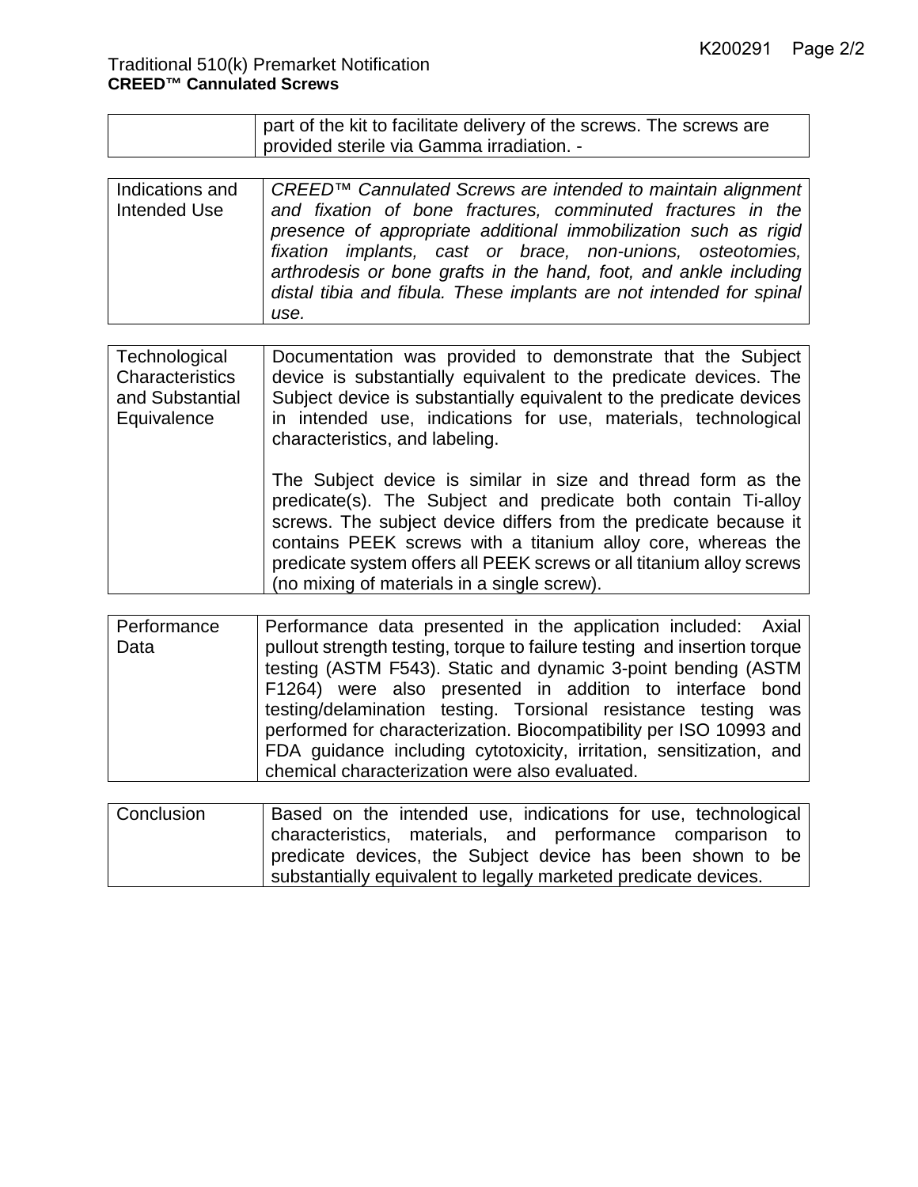| | |
|---|---|
| | part of the kit to facilitate delivery of the screws. The screws are provided sterile via Gamma irradiation. - |

| | |
|---|---|
| Indications and Intended Use | *CREED™ Cannulated Screws are intended to maintain alignment and fixation of bone fractures, comminuted fractures in the presence of appropriate additional immobilization such as rigid fixation implants, cast or brace, non-unions, osteotomies, arthrodesis or bone grafts in the hand, foot, and ankle including distal tibia and fibula. These implants are not intended for spinal use.* |

| | |
|---|---|
| Technological Characteristics and Substantial Equivalence | Documentation was provided to demonstrate that the Subject device is substantially equivalent to the predicate devices. The Subject device is substantially equivalent to the predicate devices in intended use, indications for use, materials, technological characteristics, and labeling.<br><br>The Subject device is similar in size and thread form as the predicate(s). The Subject and predicate both contain Ti-alloy screws. The subject device differs from the predicate because it contains PEEK screws with a titanium alloy core, whereas the predicate system offers all PEEK screws or all titanium alloy screws (no mixing of materials in a single screw). |

| | |
|---|---|
| Performance Data | Performance data presented in the application included: Axial pullout strength testing, torque to failure testing and insertion torque testing (ASTM F543). Static and dynamic 3-point bending (ASTM F1264) were also presented in addition to interface bond testing/delamination testing. Torsional resistance testing was performed for characterization. Biocompatibility per ISO 10993 and FDA guidance including cytotoxicity, irritation, sensitization, and chemical characterization were also evaluated. |

| | |
|---|---|
| Conclusion | Based on the intended use, indications for use, technological characteristics, materials, and performance comparison to predicate devices, the Subject device has been shown to be substantially equivalent to legally marketed predicate devices. |